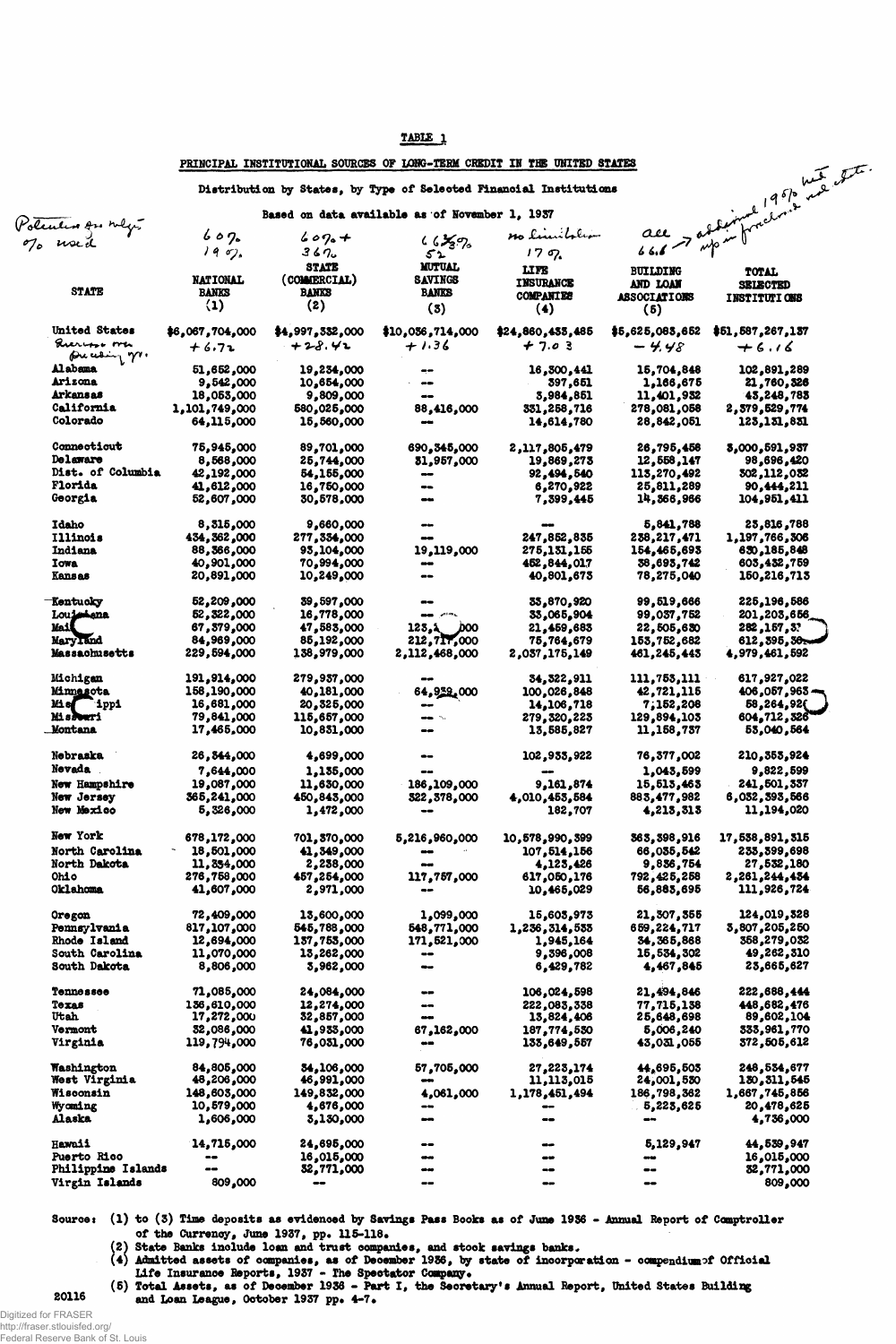TABLE 1

PRINCIPAL INSTITUTIONAL SOURCES OF LONG-TERM CREDIT IN THE UNITED STATES

Distribution by States, by Type of Selected Financial Institutions

Based on data available as of November 1, 1937

| STATE | NATIONAL BANKS (1) | STATE (COMMERCIAL) BANKS (2) | MUTUAL SAVINGS BANKS (3) | LIFE INSURANCE COMPANIES (4) | BUILDING AND LOAN ASSOCIATIONS (5) | TOTAL SELECTED INSTITUTIONS |
|---|---|---|---|---|---|---|
| Potential for mortgage % used | 60% 19% | 60%+ 36% | 66 2/3% 52 | no limitation 17% | all 66.6 | |
| United States | $6,067,704,000 | $4,997,332,000 | $10,036,714,000 | $24,860,433,485 | $5,625,083,652 | $51,587,267,137 |
| Increase over preceding yr. | + 6.72 | + 28.42 | + 1.36 | + 7.03 | − 4.48 | + 6.16 |
| Alabama | 51,652,000 | 19,234,000 | -- | 16,300,441 | 15,704,848 | 102,891,289 |
| Arizona | 9,542,000 | 10,654,000 | -- | 397,651 | 1,166,675 | 21,760,326 |
| Arkansas | 18,053,000 | 9,809,000 | -- | 3,984,851 | 11,401,932 | 43,248,783 |
| California | 1,101,749,000 | 580,025,000 | 88,416,000 | 331,258,716 | 278,081,058 | 2,379,529,774 |
| Colorado | 64,115,000 | 15,560,000 | -- | 14,614,780 | 28,842,051 | 123,131,831 |
| Connecticut | 75,945,000 | 89,701,000 | 690,345,000 | 2,117,805,479 | 26,795,458 | 3,000,591,937 |
| Delaware | 8,568,000 | 25,744,000 | 31,957,000 | 19,869,273 | 12,558,147 | 98,696,420 |
| Dist. of Columbia | 42,192,000 | 54,155,000 | -- | 92,494,540 | 113,270,492 | 302,112,032 |
| Florida | 41,612,000 | 16,750,000 | -- | 6,270,922 | 25,811,289 | 90,444,211 |
| Georgia | 52,607,000 | 30,578,000 | -- | 7,399,445 | 14,366,966 | 104,951,411 |
| Idaho | 8,315,000 | 9,660,000 | -- | -- | 5,841,788 | 23,816,788 |
| Illinois | 434,362,000 | 277,334,000 | -- | 247,852,835 | 238,217,471 | 1,197,766,306 |
| Indiana | 88,366,000 | 93,104,000 | 19,119,000 | 275,131,155 | 154,465,693 | 630,185,848 |
| Iowa | 40,901,000 | 70,994,000 | -- | 452,844,017 | 38,693,742 | 603,432,759 |
| Kansas | 20,891,000 | 10,249,000 | -- | 40,801,673 | 78,275,040 | 150,216,713 |
| Kentucky | 52,209,000 | 39,597,000 | -- | 33,870,920 | 99,519,666 | 225,196,586 |
| Louisiana | 52,322,000 | 16,778,000 | -- | 33,065,904 | 99,037,752 | 201,203,656 |
| Maine | 67,379,000 | 47,583,000 | 123,.. 000 | 21,459,683 | 22,505,630 | 282,157,3.. |
| Maryland | 84,969,000 | 85,192,000 | 212,717,000 | 75,764,679 | 153,752,682 | 612,395,3.. |
| Massachusetts | 229,594,000 | 138,979,000 | 2,112,468,000 | 2,037,175,149 | 461,245,443 | 4,979,461,592 |
| Michigan | 191,914,000 | 279,937,000 | -- | 34,322,911 | 111,753,111 | 617,927,022 |
| Minnesota | 158,190,000 | 40,181,000 | 64,939,000 | 100,026,848 | 42,721,115 | 406,057,963 |
| Mississippi | 16,681,000 | 20,325,000 | -- | 14,106,718 | 7,152,206 | 58,264,92. |
| Missouri | 79,841,000 | 115,657,000 | -- | 279,320,223 | 129,894,103 | 604,712,326 |
| Montana | 17,465,000 | 10,831,000 | -- | 13,585,827 | 11,158,737 | 53,040,564 |
| Nebraska | 26,344,000 | 4,699,000 | -- | 102,933,922 | 76,377,002 | 210,353,924 |
| Nevada | 7,644,000 | 1,135,000 | -- | -- | 1,043,599 | 9,822,599 |
| New Hampshire | 19,087,000 | 11,630,000 | 186,109,000 | 9,161,874 | 15,513,463 | 241,501,337 |
| New Jersey | 365,241,000 | 450,843,000 | 322,378,000 | 4,010,453,584 | 883,477,982 | 6,032,393,566 |
| New Mexico | 5,326,000 | 1,472,000 | -- | 182,707 | 4,213,313 | 11,194,020 |
| New York | 678,172,000 | 701,370,000 | 5,216,960,000 | 10,578,990,399 | 363,398,916 | 17,538,891,315 |
| North Carolina | 18,501,000 | 41,349,000 | -- | 107,514,156 | 66,035,542 | 233,399,698 |
| North Dakota | 11,334,000 | 2,238,000 | -- | 4,123,426 | 9,836,754 | 27,532,180 |
| Ohio | 276,758,000 | 457,254,000 | 117,757,000 | 617,050,176 | 792,425,258 | 2,261,244,434 |
| Oklahoma | 41,607,000 | 2,971,000 | -- | 10,465,029 | 56,883,695 | 111,926,724 |
| Oregon | 72,409,000 | 13,600,000 | 1,099,000 | 15,603,973 | 21,307,355 | 124,019,328 |
| Pennsylvania | 817,107,000 | 545,788,000 | 548,771,000 | 1,236,314,535 | 659,224,717 | 3,807,205,250 |
| Rhode Island | 12,694,000 | 137,753,000 | 171,521,000 | 1,945,164 | 34,365,868 | 358,279,032 |
| South Carolina | 11,070,000 | 13,262,000 | -- | 9,396,008 | 15,534,302 | 49,262,310 |
| South Dakota | 8,806,000 | 3,962,000 | -- | 6,429,782 | 4,467,845 | 23,665,627 |
| Tennessee | 71,085,000 | 24,084,000 | -- | 106,024,598 | 21,494,846 | 222,688,444 |
| Texas | 136,610,000 | 12,274,000 | -- | 222,083,338 | 77,715,138 | 448,682,476 |
| Utah | 17,272,000 | 32,857,000 | -- | 13,824,406 | 25,648,698 | 89,602,104 |
| Vermont | 32,086,000 | 41,933,000 | 67,162,000 | 187,774,530 | 5,006,240 | 333,961,770 |
| Virginia | 119,794,000 | 76,031,000 | -- | 133,649,557 | 43,031,055 | 372,505,612 |
| Washington | 84,805,000 | 34,106,000 | 57,705,000 | 27,223,174 | 44,695,503 | 248,534,677 |
| West Virginia | 48,206,000 | 46,991,000 | -- | 11,113,015 | 24,001,530 | 130,311,545 |
| Wisconsin | 148,603,000 | 149,832,000 | 4,061,000 | 1,178,451,494 | 186,798,362 | 1,667,745,856 |
| Wyoming | 10,579,000 | 4,676,000 | -- | -- | 5,223,625 | 20,478,625 |
| Alaska | 1,606,000 | 3,130,000 | -- | -- | -- | 4,736,000 |
| Hawaii | 14,715,000 | 24,695,000 | -- | -- | 5,129,947 | 44,539,947 |
| Puerto Rico | -- | 16,015,000 | -- | -- | -- | 16,015,000 |
| Philippine Islands | -- | 32,771,000 | -- | -- | -- | 32,771,000 |
| Virgin Islands | 809,000 | -- | -- | -- | -- | 809,000 |

Source: (1) to (3) Time deposits as evidenced by Savings Pass Books as of June 1936 - Annual Report of Comptroller of the Currency, June 1937, pp. 115-118.

(2) State Banks include loan and trust companies, and stock savings banks.

(4) Admitted assets of companies, as of December 1936, by state of incorporation - compendium of Official Life Insurance Reports, 1937 - The Spectator Company.

(5) Total Assets, as of December 1936 - Part I, the Secretary's Annual Report, United States Building and Loan League, October 1937 pp. 4-7.

20116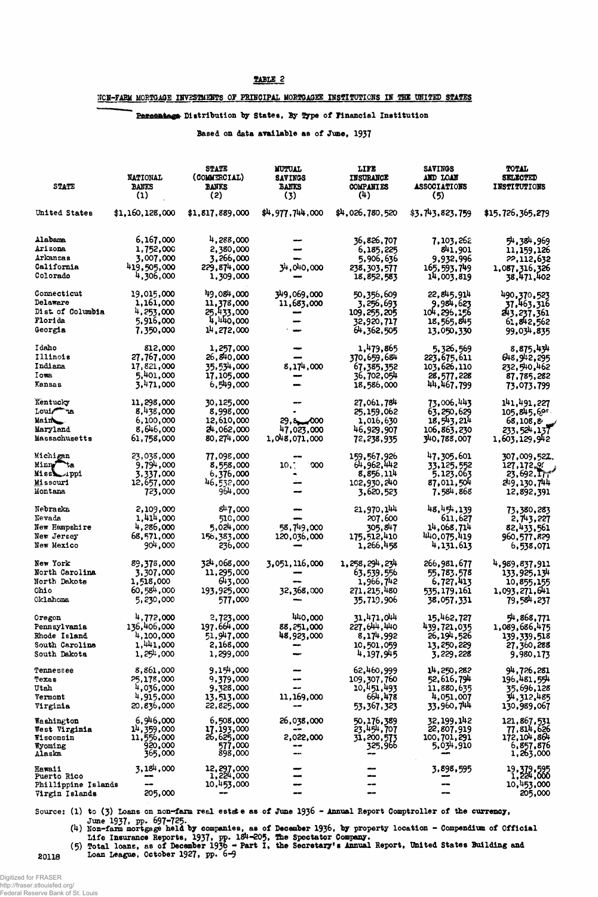TABLE 2

NON-FARM MORTGAGE INVESTMENTS OF PRINCIPAL MORTGAGEE INSTITUTIONS IN THE UNITED STATES

~~Percentage~~ Distribution by States, By Type of Financial Institution

Based on data available as of June, 1937

| STATE | NATIONAL BANKS (1) | STATE (COMMERCIAL) BANKS (2) | MUTUAL SAVINGS BANKS (3) | LIFE INSURANCE COMPANIES (4) | SAVINGS AND LOAN ASSOCIATIONS (5) | TOTAL SELECTED INSTITUTIONS |
|---|---|---|---|---|---|---|
| United States | $1,160,128,000 | $1,817,889,000 | $4,977,744,000 | $4,026,780,520 | $3,743,823,759 | $15,726,365,279 |
| Alabama | 6,167,000 | 4,288,000 | — | 36,826,707 | 7,103,262 | 54,384,969 |
| Arizona | 1,752,000 | 2,380,000 | — | 6,185,225 | 841,901 | 11,159,126 |
| Arkansas | 3,007,000 | 3,266,000 | — | 5,906,636 | 9,932,996 | 22,112,632 |
| California | 419,505,000 | 229,874,000 | 34,040,000 | 238,303,577 | 165,593,749 | 1,087,316,326 |
| Colorado | 4,306,000 | 1,309,000 | — | 18,852,583 | 14,003,819 | 38,471,402 |
| Connecticut | 19,015,000 | 49,084,000 | 349,069,000 | 50,356,609 | 22,845,914 | 490,370,523 |
| Delaware | 1,161,000 | 11,378,000 | 11,683,000 | 3,256,693 | 9,984,623 | 37,463,316 |
| Dist. of Columbia | 4,253,000 | 25,433,000 | — | 109,255,205 | 104,296,156 | 243,237,361 |
| Florida | 5,916,000 | 4,440,000 | — | 32,920,717 | 18,565,845 | 61,842,562 |
| Georgia | 7,350,000 | 14,272,000 | — | 64,362,505 | 13,050,330 | 99,034,835 |
| Idaho | 812,000 | 1,257,000 | — | 1,479,865 | 5,326,569 | 8,875,434 |
| Illinois | 27,767,000 | 26,840,000 | — | 370,659,684 | 223,675,611 | 648,942,295 |
| Indiana | 17,821,000 | 35,534,000 | 8,174,000 | 67,385,352 | 103,626,110 | 232,540,462 |
| Iowa | 5,401,000 | 17,105,000 | — | 36,702,054 | 28,577,228 | 87,785,282 |
| Kansas | 3,471,000 | 6,549,000 | — | 18,586,000 | 44,467,799 | 73,073,799 |
| Kentucky | 11,298,000 | 30,125,000 | — | 27,061,784 | 73,006,443 | 141,491,227 |
| Louisiana | 8,438,000 | 8,998,000 | — | 25,159,062 | 63,250,629 | 105,845,69 |
| Maine | 6,100,000 | 12,610,000 | 29,8 000 | 1,016,630 | 18,543,214 | 68,108,8 |
| Maryland | 8,646,000 | 24,062,000 | 47,023,000 | 46,929,907 | 106,863,230 | 233,524,137 |
| Massachusetts | 61,758,000 | 80,274,000 | 1,048,071,000 | 72,238,935 | 340,788,007 | 1,603,129,942 |
| Michigan | 23,038,000 | 77,098,000 | — | 159,567,926 | 47,305,601 | 307,009,522 |
| Minnesota | 9,794,000 | 8,558,000 | 10, 000 | 64,962,442 | 33,125,552 | 127,172,9 |
| Mississippi | 3,337,000 | 6,376,000 | — | 8,856,114 | 5,123,063 | 23,692,17 |
| Missouri | 12,657,000 | 46,532,000 | — | 102,930,240 | 87,011,504 | 249,130,744 |
| Montana | 723,000 | 964,000 | — | 3,620,523 | 7,584,868 | 12,892,391 |
| Nebraska | 2,109,000 | 847,000 | — | 21,970,144 | 48,454,139 | 73,380,283 |
| Nevada | 1,414,000 | 510,000 | — | 207,600 | 611,627 | 2,743,227 |
| New Hampshire | 4,286,000 | 5,024,000 | 58,749,000 | 305,847 | 14,068,714 | 82,433,561 |
| New Jersey | 68,571,000 | 156,383,000 | 120,036,000 | 175,512,410 | 440,075,419 | 960,577,829 |
| New Mexico | 904,000 | 236,000 | — | 1,266,458 | 4,131,613 | 6,538,071 |
| New York | 89,378,000 | 324,068,000 | 3,051,116,000 | 1,258,294,234 | 266,981,677 | 4,989,837,911 |
| North Carolina | 3,307,000 | 11,295,000 | — | 63,539,556 | 55,783,578 | 133,925,134 |
| North Dakota | 1,518,000 | 643,000 | — | 1,966,742 | 6,727,413 | 10,855,155 |
| Ohio | 60,584,000 | 193,925,000 | 32,368,000 | 271,215,480 | 535,179,161 | 1,093,271,641 |
| Oklahoma | 5,230,000 | 577,000 | — | 35,719,906 | 38,057,331 | 79,584,237 |
| Oregon | 4,772,000 | 2,723,000 | 440,000 | 31,471,044 | 15,462,727 | 54,868,771 |
| Pennsylvania | 136,406,000 | 197,664,000 | 88,251,000 | 227,644,440 | 439,721,035 | 1,089,686,475 |
| Rhode Island | 4,100,000 | 51,947,000 | 48,923,000 | 8,174,992 | 26,194,526 | 139,339,518 |
| South Carolina | 1,441,000 | 2,168,000 | — | 10,501,059 | 13,250,229 | 27,360,288 |
| South Dakota | 1,254,000 | 1,299,000 | — | 4,197,945 | 3,229,228 | 9,980,173 |
| Tennessee | 8,861,000 | 9,154,000 | — | 62,460,999 | 14,250,282 | 94,726,281 |
| Texas | 25,178,000 | 9,379,000 | — | 109,307,760 | 52,616,794 | 196,481,554 |
| Utah | 4,036,000 | 9,328,000 | — | 10,451,493 | 11,880,635 | 35,696,128 |
| Vermont | 4,915,000 | 13,513,000 | 11,169,000 | 664,478 | 4,051,007 | 34,312,485 |
| Virginia | 20,836,000 | 22,825,000 | — | 53,367,323 | 33,960,744 | 130,989,067 |
| Washington | 6,946,000 | 6,508,000 | 26,038,000 | 50,176,389 | 32,199,142 | 121,867,531 |
| West Virginia | 14,359,000 | 17,193,000 | — | 23,454,707 | 22,807,919 | 77,814,626 |
| Wisconsin | 11,556,000 | 26,625,000 | 2,022,000 | 31,200,573 | 100,701,291 | 172,104,864 |
| Wyoming | 920,000 | 577,000 | — | 325,966 | 5,034,910 | 6,857,876 |
| Alaska | 365,000 | 898,000 | — | — | — | 1,263,000 |
| Hawaii | 3,184,000 | 12,297,000 | — | — | 3,898,595 | 19,379,595 |
| Puerto Rico | — | 1,224,000 | — | — | — | 1,224,000 |
| Phillippine Islands | — | 10,453,000 | — | — | — | 10,453,000 |
| Virgin Islands | 205,000 | — | — | — | — | 205,000 |

Source: (1) to (3) Loans on non-farm real estate as of June 1936 - Annual Report Comptroller of the currency, June 1937, pp. 697-725.
(4) Non-farm mortgage held by companies, as of December 1936, by property location - Compendium of Official Life Insurance Reports, 1937, pp. 184-205, The Spectator Company.
(5) Total loans, as of December 1936 - Part I, the Secretary's Annual Report, United States Building and Loan League, October 1927, pp. 6-9

20118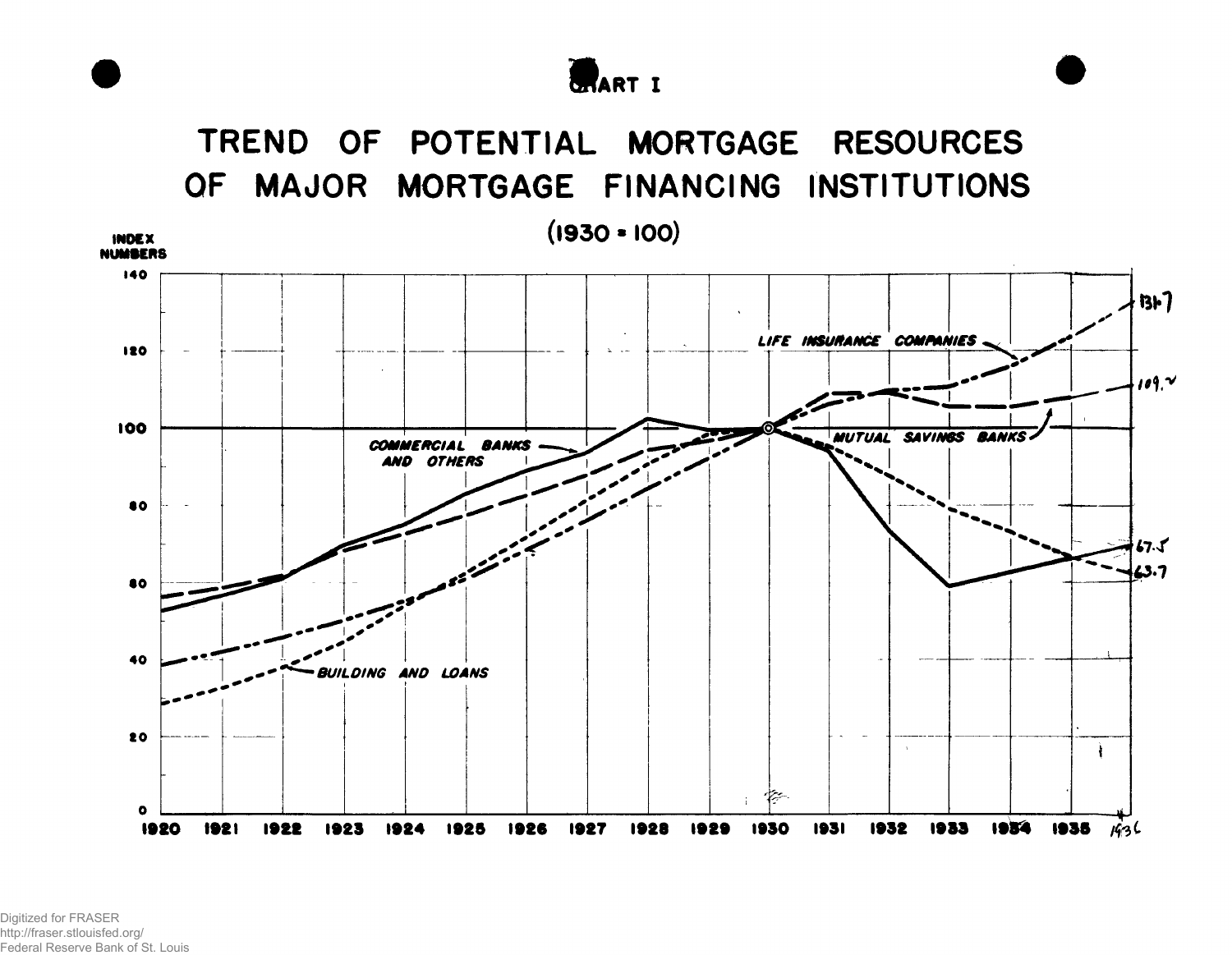CHART I

# TREND OF POTENTIAL MORTGAGE RESOURCES OF MAJOR MORTGAGE FINANCING INSTITUTIONS

(1930 = 100)

INDEX NUMBERS

140
120
100
80
60
40
20
0

1920 1921 1922 1923 1924 1925 1926 1927 1928 1929 1930 1931 1932 1933 1934 1935 1936

LIFE INSURANCE COMPANIES

MUTUAL SAVINGS BANKS

COMMERCIAL BANKS AND OTHERS

BUILDING AND LOANS

131.7

109.2

67.5

63.7